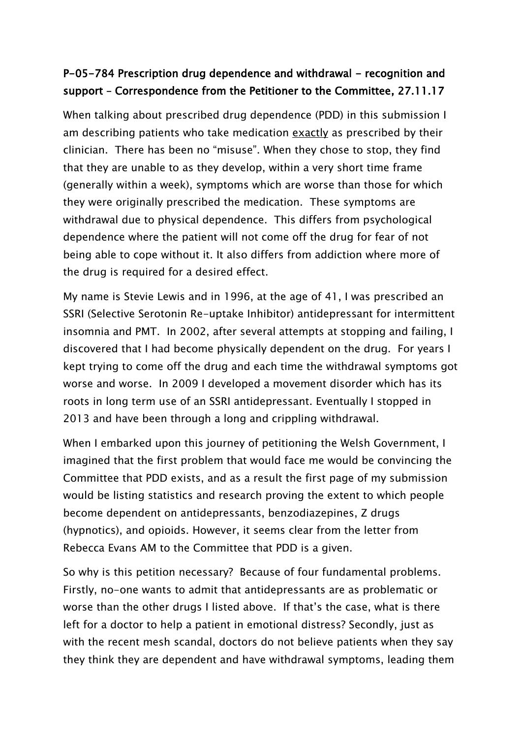## P-05-784 Prescription drug dependence and withdrawal - recognition and support – Correspondence from the Petitioner to the Committee, 27.11.17

When talking about prescribed drug dependence (PDD) in this submission I am describing patients who take medication <u>exactly</u> as prescribed by their clinician. There has been no "misuse". When they chose to stop, they find that they are unable to as they develop, within a very short time frame (generally within a week), symptoms which are worse than those for which they were originally prescribed the medication. These symptoms are withdrawal due to physical dependence. This differs from psychological dependence where the patient will not come off the drug for fear of not being able to cope without it. It also differs from addiction where more of the drug is required for a desired effect.

My name is Stevie Lewis and in 1996, at the age of 41, I was prescribed an SSRI (Selective Serotonin Re-uptake Inhibitor) antidepressant for intermittent insomnia and PMT. In 2002, after several attempts at stopping and failing, I discovered that I had become physically dependent on the drug. For years I kept trying to come off the drug and each time the withdrawal symptoms got worse and worse. In 2009 I developed a movement disorder which has its roots in long term use of an SSRI antidepressant. Eventually I stopped in 2013 and have been through a long and crippling withdrawal.

When I embarked upon this journey of petitioning the Welsh Government, I imagined that the first problem that would face me would be convincing the Committee that PDD exists, and as a result the first page of my submission would be listing statistics and research proving the extent to which people become dependent on antidepressants, benzodiazepines, Z drugs (hypnotics), and opioids. However, it seems clear from the letter from Rebecca Evans AM to the Committee that PDD is a given.

So why is this petition necessary? Because of four fundamental problems. Firstly, no-one wants to admit that antidepressants are as problematic or worse than the other drugs I listed above. If that's the case, what is there left for a doctor to help a patient in emotional distress? Secondly, just as with the recent mesh scandal, doctors do not believe patients when they say they think they are dependent and have withdrawal symptoms, leading them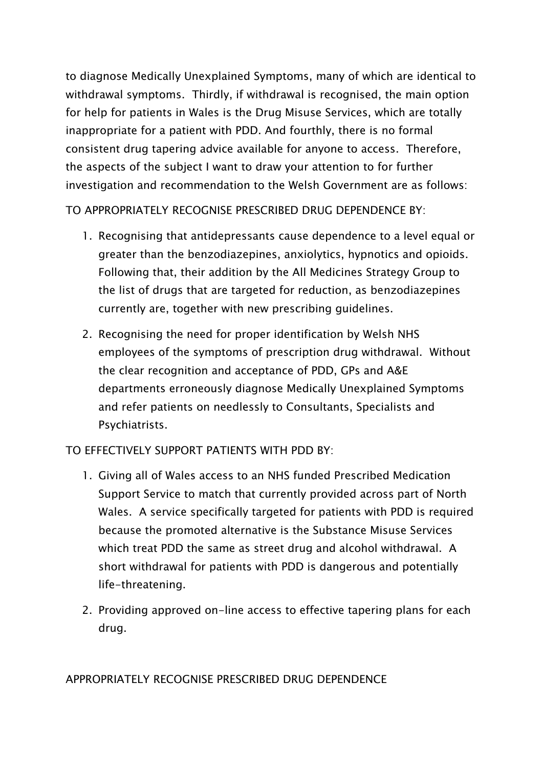to diagnose Medically Unexplained Symptoms, many of which are identical to withdrawal symptoms. Thirdly, if withdrawal is recognised, the main option for help for patients in Wales is the Drug Misuse Services, which are totally inappropriate for a patient with PDD. And fourthly, there is no formal consistent drug tapering advice available for anyone to access. Therefore, the aspects of the subject I want to draw your attention to for further investigation and recommendation to the Welsh Government are as follows:

TO APPROPRIATELY RECOGNISE PRESCRIBED DRUG DEPENDENCE BY:

1. Recognising that antidepressants cause dependence to a level equal or greater than the benzodiazepines, anxiolytics, hypnotics and opioids. Following that, their addition by the All Medicines Strategy Group to the list of drugs that are targeted for reduction, as benzodiazepines currently are, together with new prescribing guidelines.
2. Recognising the need for proper identification by Welsh NHS employees of the symptoms of prescription drug withdrawal. Without the clear recognition and acceptance of PDD, GPs and A&E departments erroneously diagnose Medically Unexplained Symptoms and refer patients on needlessly to Consultants, Specialists and Psychiatrists.

TO EFFECTIVELY SUPPORT PATIENTS WITH PDD BY:

1. Giving all of Wales access to an NHS funded Prescribed Medication Support Service to match that currently provided across part of North Wales. A service specifically targeted for patients with PDD is required because the promoted alternative is the Substance Misuse Services which treat PDD the same as street drug and alcohol withdrawal. A short withdrawal for patients with PDD is dangerous and potentially life-threatening.
2. Providing approved on-line access to effective tapering plans for each drug.

APPROPRIATELY RECOGNISE PRESCRIBED DRUG DEPENDENCE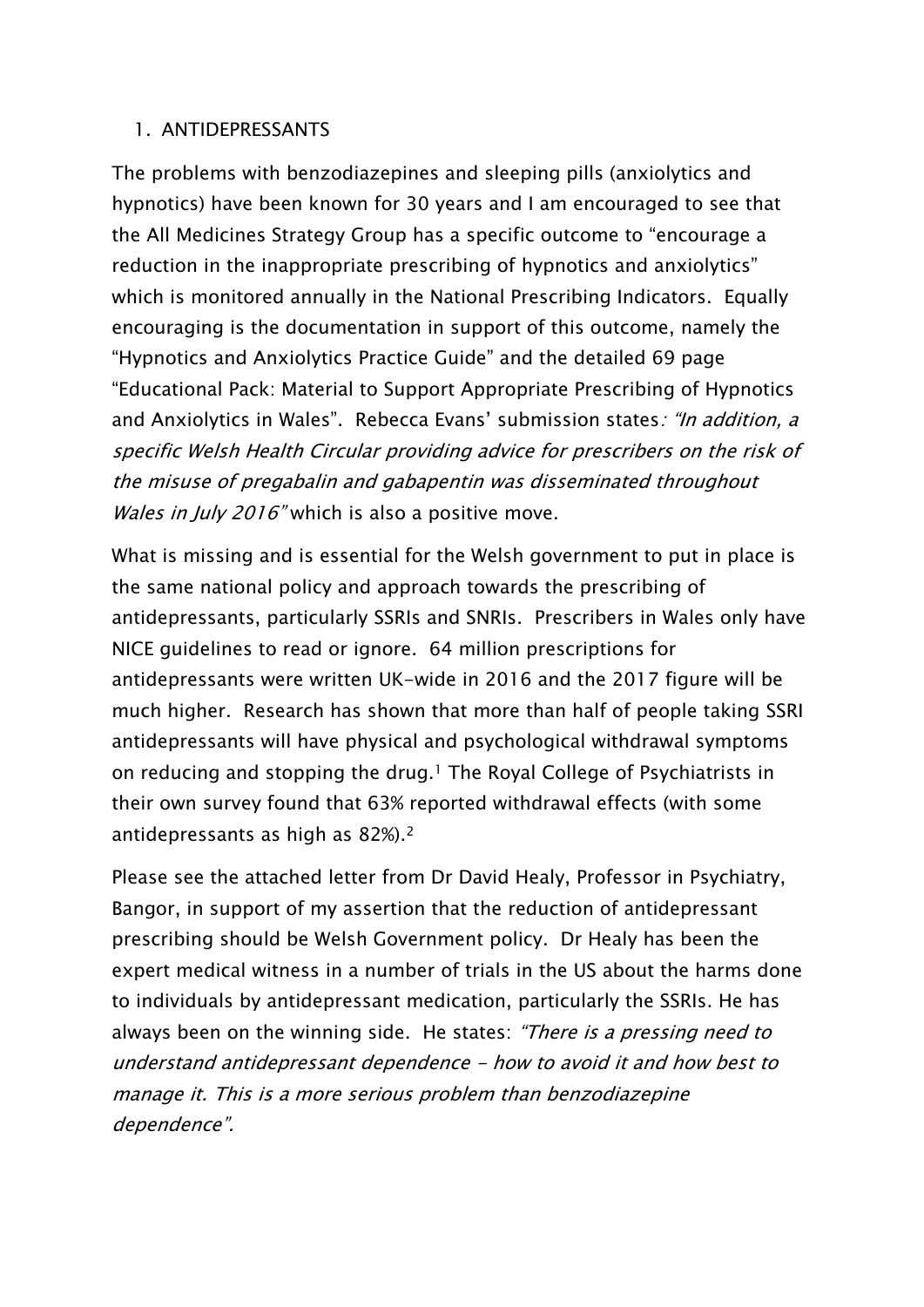1. ANTIDEPRESSANTS

The problems with benzodiazepines and sleeping pills (anxiolytics and hypnotics) have been known for 30 years and I am encouraged to see that the All Medicines Strategy Group has a specific outcome to "encourage a reduction in the inappropriate prescribing of hypnotics and anxiolytics" which is monitored annually in the National Prescribing Indicators. Equally encouraging is the documentation in support of this outcome, namely the "Hypnotics and Anxiolytics Practice Guide" and the detailed 69 page "Educational Pack: Material to Support Appropriate Prescribing of Hypnotics and Anxiolytics in Wales". Rebecca Evans' submission states*: "In addition, a specific Welsh Health Circular providing advice for prescribers on the risk of the misuse of pregabalin and gabapentin was disseminated throughout Wales in July 2016"* which is also a positive move.

What is missing and is essential for the Welsh government to put in place is the same national policy and approach towards the prescribing of antidepressants, particularly SSRIs and SNRIs. Prescribers in Wales only have NICE guidelines to read or ignore. 64 million prescriptions for antidepressants were written UK-wide in 2016 and the 2017 figure will be much higher. Research has shown that more than half of people taking SSRI antidepressants will have physical and psychological withdrawal symptoms on reducing and stopping the drug.[1] The Royal College of Psychiatrists in their own survey found that 63% reported withdrawal effects (with some antidepressants as high as 82%).[2]

Please see the attached letter from Dr David Healy, Professor in Psychiatry, Bangor, in support of my assertion that the reduction of antidepressant prescribing should be Welsh Government policy. Dr Healy has been the expert medical witness in a number of trials in the US about the harms done to individuals by antidepressant medication, particularly the SSRIs. He has always been on the winning side. He states: *"There is a pressing need to understand antidepressant dependence - how to avoid it and how best to manage it. This is a more serious problem than benzodiazepine dependence".*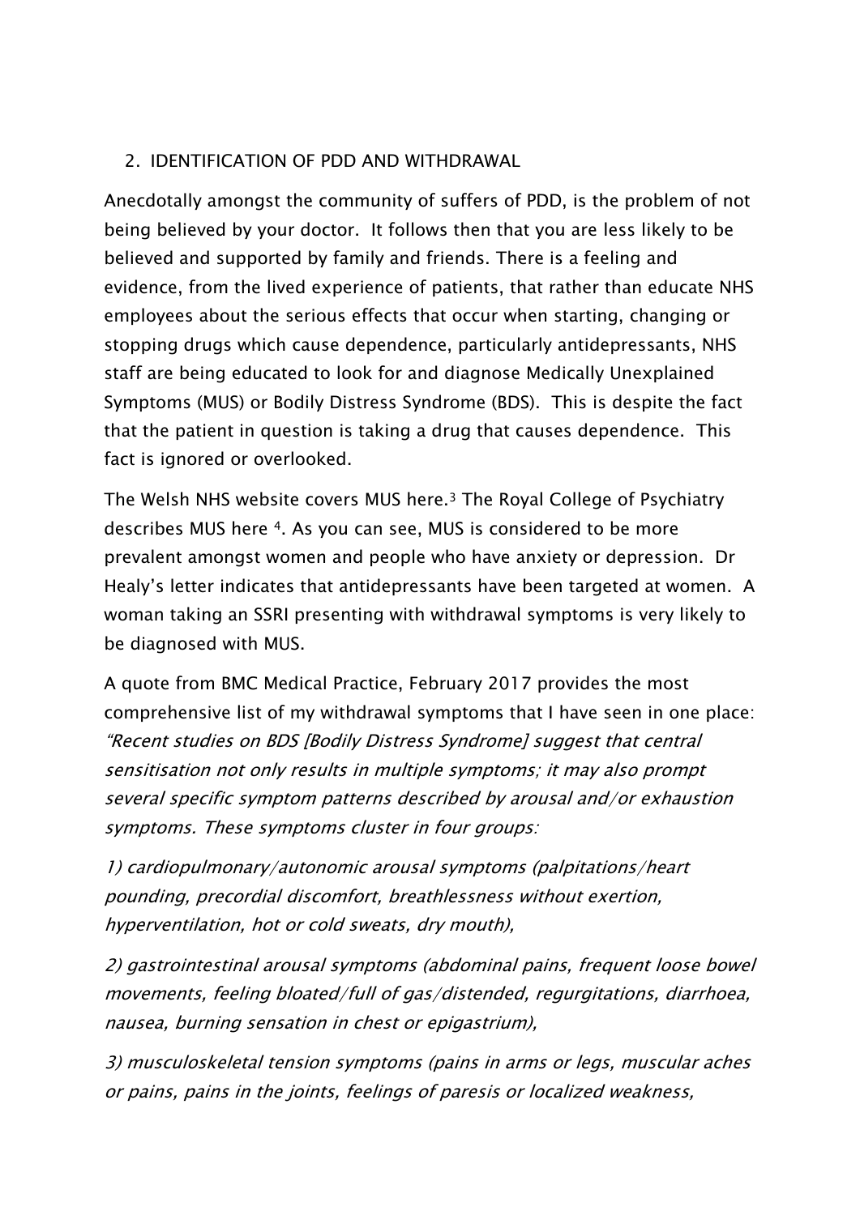## 2. IDENTIFICATION OF PDD AND WITHDRAWAL

Anecdotally amongst the community of suffers of PDD, is the problem of not being believed by your doctor. It follows then that you are less likely to be believed and supported by family and friends. There is a feeling and evidence, from the lived experience of patients, that rather than educate NHS employees about the serious effects that occur when starting, changing or stopping drugs which cause dependence, particularly antidepressants, NHS staff are being educated to look for and diagnose Medically Unexplained Symptoms (MUS) or Bodily Distress Syndrome (BDS). This is despite the fact that the patient in question is taking a drug that causes dependence. This fact is ignored or overlooked.

The Welsh NHS website covers MUS here.[3] The Royal College of Psychiatry describes MUS here [4]. As you can see, MUS is considered to be more prevalent amongst women and people who have anxiety or depression. Dr Healy's letter indicates that antidepressants have been targeted at women. A woman taking an SSRI presenting with withdrawal symptoms is very likely to be diagnosed with MUS.

A quote from BMC Medical Practice, February 2017 provides the most comprehensive list of my withdrawal symptoms that I have seen in one place: *"Recent studies on BDS [Bodily Distress Syndrome] suggest that central sensitisation not only results in multiple symptoms; it may also prompt several specific symptom patterns described by arousal and/or exhaustion symptoms. These symptoms cluster in four groups:*

*1) cardiopulmonary/autonomic arousal symptoms (palpitations/heart pounding, precordial discomfort, breathlessness without exertion, hyperventilation, hot or cold sweats, dry mouth),*

*2) gastrointestinal arousal symptoms (abdominal pains, frequent loose bowel movements, feeling bloated/full of gas/distended, regurgitations, diarrhoea, nausea, burning sensation in chest or epigastrium),*

*3) musculoskeletal tension symptoms (pains in arms or legs, muscular aches or pains, pains in the joints, feelings of paresis or localized weakness,*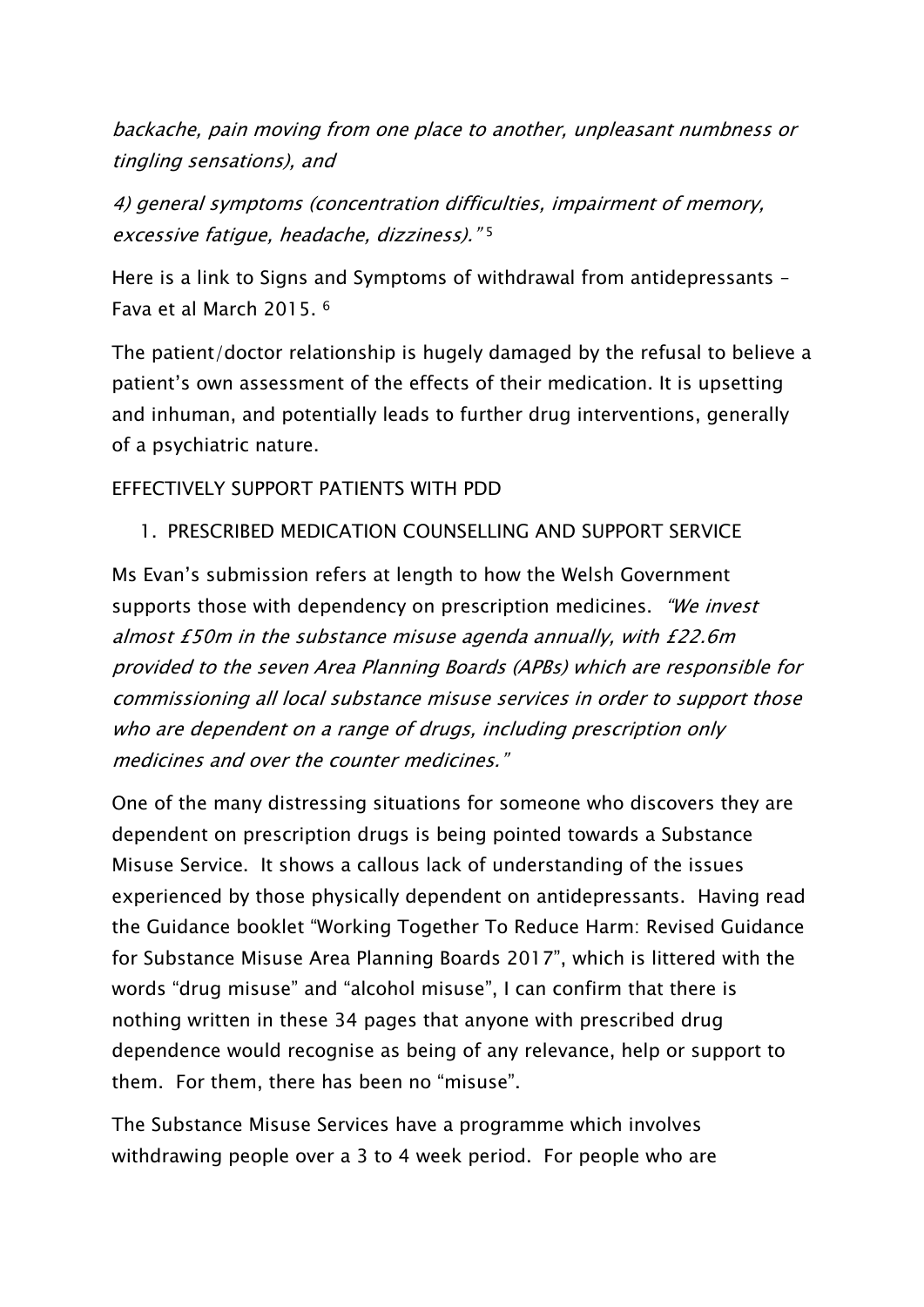*backache, pain moving from one place to another, unpleasant numbness or tingling sensations), and*

*4) general symptoms (concentration difficulties, impairment of memory, excessive fatigue, headache, dizziness)."* [5]

Here is a link to Signs and Symptoms of withdrawal from antidepressants – Fava et al March 2015. [6]

The patient/doctor relationship is hugely damaged by the refusal to believe a patient's own assessment of the effects of their medication. It is upsetting and inhuman, and potentially leads to further drug interventions, generally of a psychiatric nature.

EFFECTIVELY SUPPORT PATIENTS WITH PDD

1. PRESCRIBED MEDICATION COUNSELLING AND SUPPORT SERVICE

Ms Evan's submission refers at length to how the Welsh Government supports those with dependency on prescription medicines. *"We invest almost £50m in the substance misuse agenda annually, with £22.6m provided to the seven Area Planning Boards (APBs) which are responsible for commissioning all local substance misuse services in order to support those who are dependent on a range of drugs, including prescription only medicines and over the counter medicines."*

One of the many distressing situations for someone who discovers they are dependent on prescription drugs is being pointed towards a Substance Misuse Service. It shows a callous lack of understanding of the issues experienced by those physically dependent on antidepressants. Having read the Guidance booklet "Working Together To Reduce Harm: Revised Guidance for Substance Misuse Area Planning Boards 2017", which is littered with the words "drug misuse" and "alcohol misuse", I can confirm that there is nothing written in these 34 pages that anyone with prescribed drug dependence would recognise as being of any relevance, help or support to them. For them, there has been no "misuse".

The Substance Misuse Services have a programme which involves withdrawing people over a 3 to 4 week period. For people who are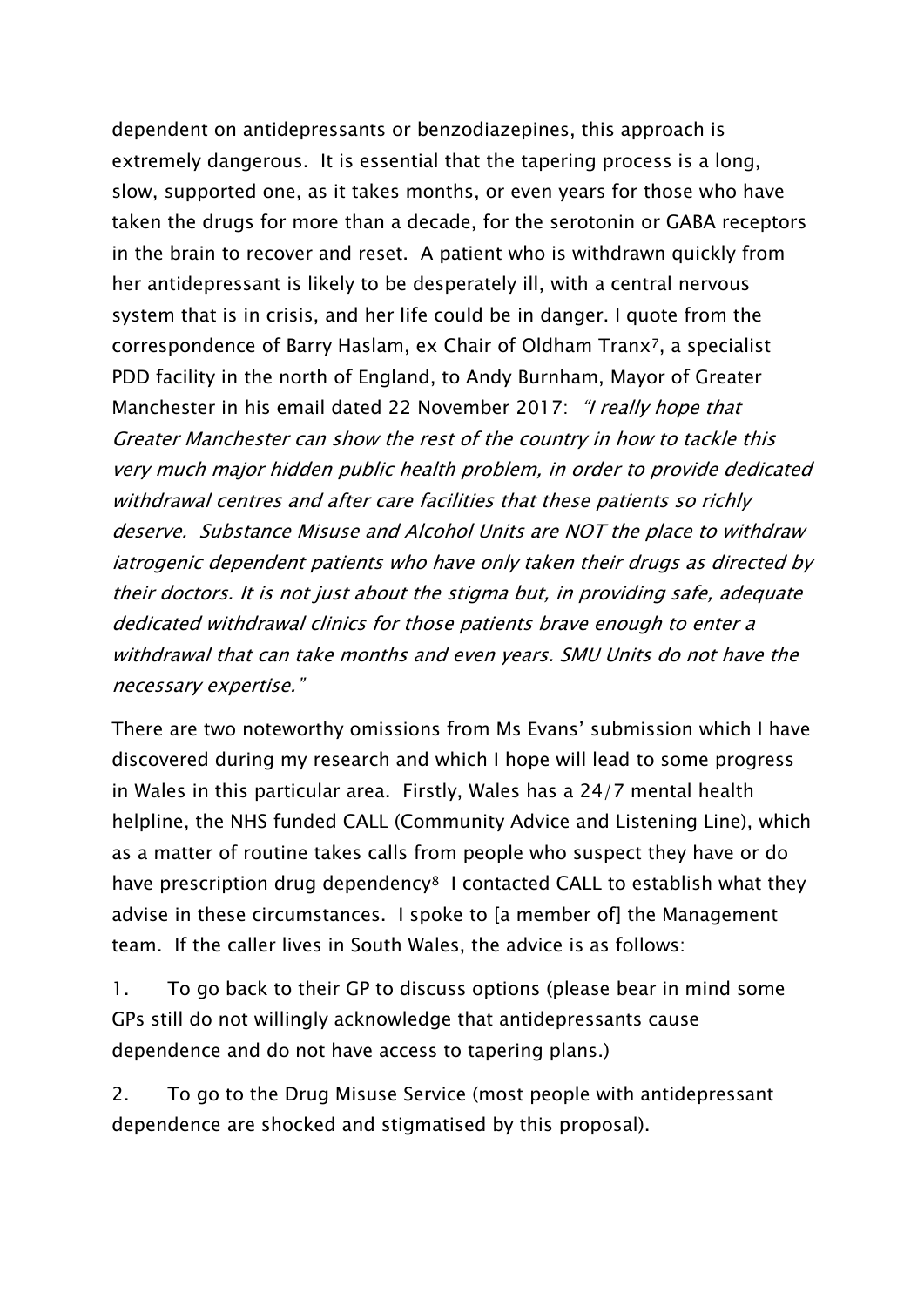dependent on antidepressants or benzodiazepines, this approach is extremely dangerous. It is essential that the tapering process is a long, slow, supported one, as it takes months, or even years for those who have taken the drugs for more than a decade, for the serotonin or GABA receptors in the brain to recover and reset. A patient who is withdrawn quickly from her antidepressant is likely to be desperately ill, with a central nervous system that is in crisis, and her life could be in danger. I quote from the correspondence of Barry Haslam, ex Chair of Oldham Tranx[7], a specialist PDD facility in the north of England, to Andy Burnham, Mayor of Greater Manchester in his email dated 22 November 2017: *"I really hope that Greater Manchester can show the rest of the country in how to tackle this very much major hidden public health problem, in order to provide dedicated withdrawal centres and after care facilities that these patients so richly deserve. Substance Misuse and Alcohol Units are NOT the place to withdraw iatrogenic dependent patients who have only taken their drugs as directed by their doctors. It is not just about the stigma but, in providing safe, adequate dedicated withdrawal clinics for those patients brave enough to enter a withdrawal that can take months and even years. SMU Units do not have the necessary expertise."*

There are two noteworthy omissions from Ms Evans' submission which I have discovered during my research and which I hope will lead to some progress in Wales in this particular area. Firstly, Wales has a 24/7 mental health helpline, the NHS funded CALL (Community Advice and Listening Line), which as a matter of routine takes calls from people who suspect they have or do have prescription drug dependency[8] I contacted CALL to establish what they advise in these circumstances. I spoke to [a member of] the Management team. If the caller lives in South Wales, the advice is as follows:

1. To go back to their GP to discuss options (please bear in mind some GPs still do not willingly acknowledge that antidepressants cause dependence and do not have access to tapering plans.)

2. To go to the Drug Misuse Service (most people with antidepressant dependence are shocked and stigmatised by this proposal).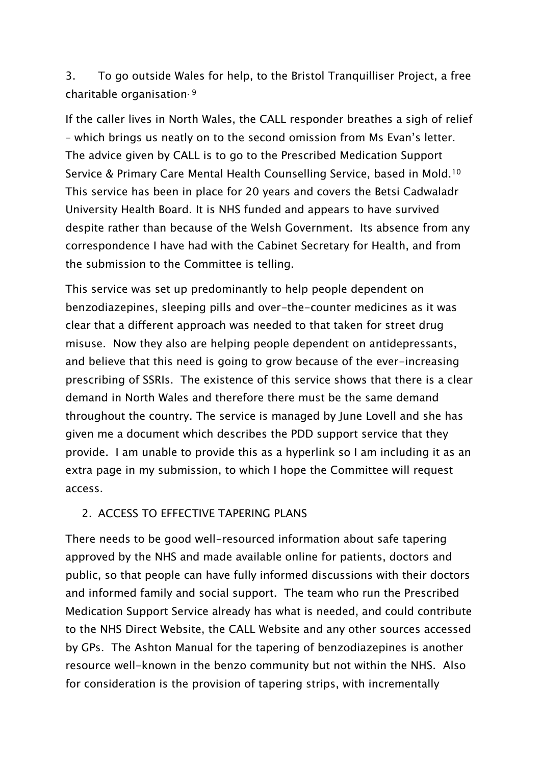3. To go outside Wales for help, to the Bristol Tranquilliser Project, a free charitable organisation.[9]

If the caller lives in North Wales, the CALL responder breathes a sigh of relief – which brings us neatly on to the second omission from Ms Evan's letter. The advice given by CALL is to go to the Prescribed Medication Support Service & Primary Care Mental Health Counselling Service, based in Mold.[10] This service has been in place for 20 years and covers the Betsi Cadwaladr University Health Board. It is NHS funded and appears to have survived despite rather than because of the Welsh Government. Its absence from any correspondence I have had with the Cabinet Secretary for Health, and from the submission to the Committee is telling.

This service was set up predominantly to help people dependent on benzodiazepines, sleeping pills and over-the-counter medicines as it was clear that a different approach was needed to that taken for street drug misuse. Now they also are helping people dependent on antidepressants, and believe that this need is going to grow because of the ever-increasing prescribing of SSRIs. The existence of this service shows that there is a clear demand in North Wales and therefore there must be the same demand throughout the country. The service is managed by June Lovell and she has given me a document which describes the PDD support service that they provide. I am unable to provide this as a hyperlink so I am including it as an extra page in my submission, to which I hope the Committee will request access.

2. ACCESS TO EFFECTIVE TAPERING PLANS

There needs to be good well-resourced information about safe tapering approved by the NHS and made available online for patients, doctors and public, so that people can have fully informed discussions with their doctors and informed family and social support. The team who run the Prescribed Medication Support Service already has what is needed, and could contribute to the NHS Direct Website, the CALL Website and any other sources accessed by GPs. The Ashton Manual for the tapering of benzodiazepines is another resource well-known in the benzo community but not within the NHS. Also for consideration is the provision of tapering strips, with incrementally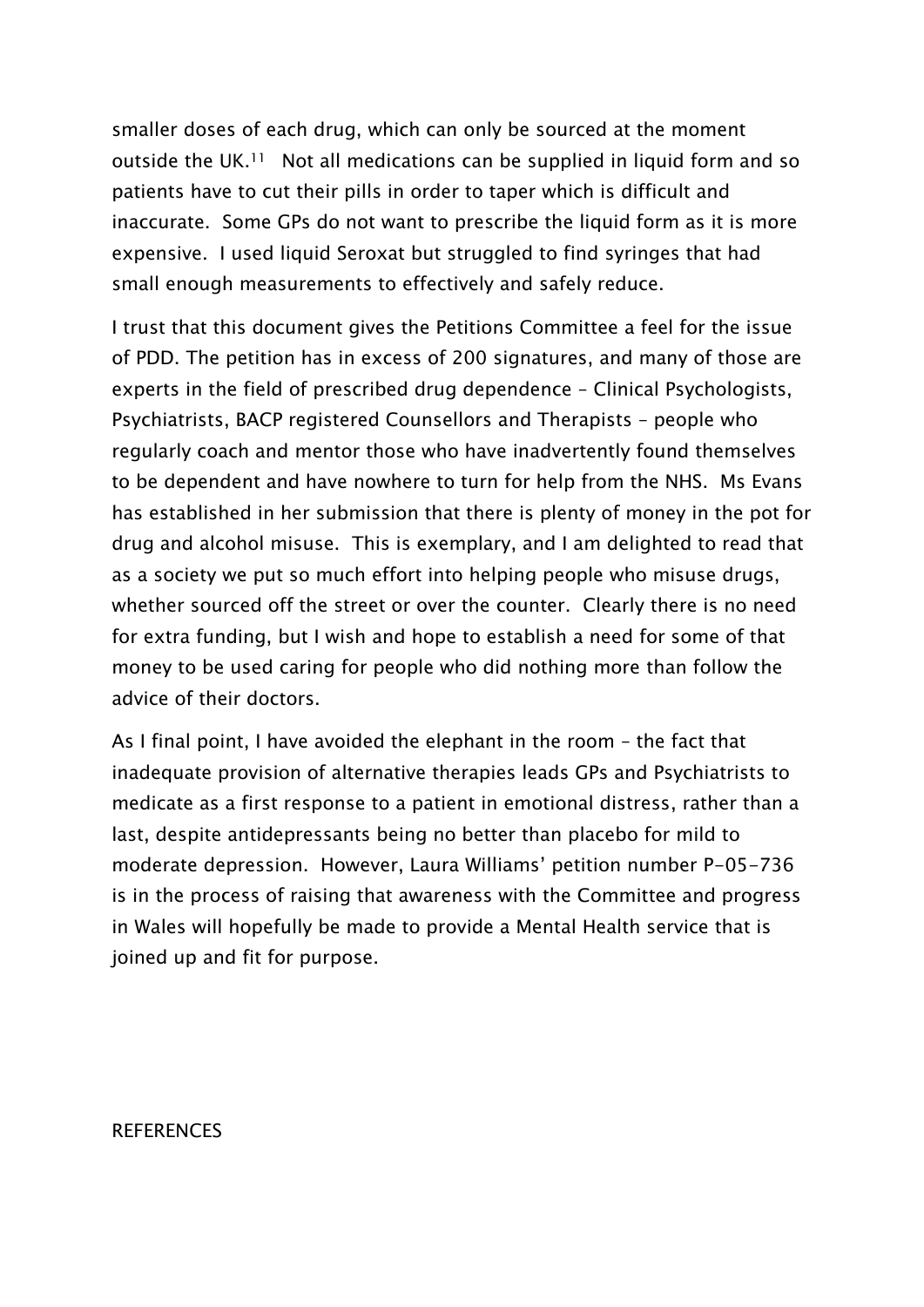smaller doses of each drug, which can only be sourced at the moment outside the UK.[11] Not all medications can be supplied in liquid form and so patients have to cut their pills in order to taper which is difficult and inaccurate. Some GPs do not want to prescribe the liquid form as it is more expensive. I used liquid Seroxat but struggled to find syringes that had small enough measurements to effectively and safely reduce.

I trust that this document gives the Petitions Committee a feel for the issue of PDD. The petition has in excess of 200 signatures, and many of those are experts in the field of prescribed drug dependence – Clinical Psychologists, Psychiatrists, BACP registered Counsellors and Therapists – people who regularly coach and mentor those who have inadvertently found themselves to be dependent and have nowhere to turn for help from the NHS. Ms Evans has established in her submission that there is plenty of money in the pot for drug and alcohol misuse. This is exemplary, and I am delighted to read that as a society we put so much effort into helping people who misuse drugs, whether sourced off the street or over the counter. Clearly there is no need for extra funding, but I wish and hope to establish a need for some of that money to be used caring for people who did nothing more than follow the advice of their doctors.

As I final point, I have avoided the elephant in the room – the fact that inadequate provision of alternative therapies leads GPs and Psychiatrists to medicate as a first response to a patient in emotional distress, rather than a last, despite antidepressants being no better than placebo for mild to moderate depression. However, Laura Williams' petition number P-05-736 is in the process of raising that awareness with the Committee and progress in Wales will hopefully be made to provide a Mental Health service that is joined up and fit for purpose.

REFERENCES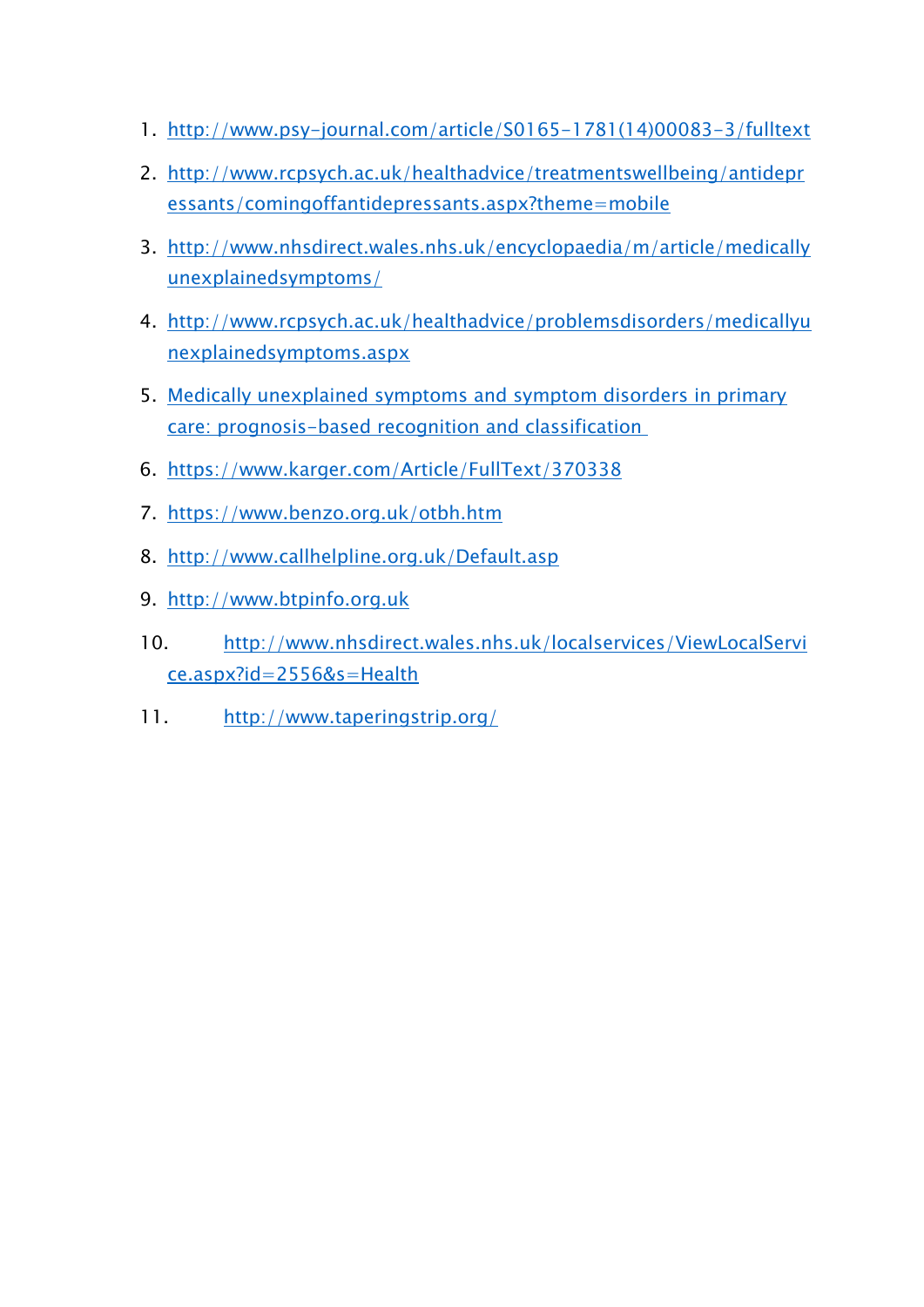1. http://www.psy-journal.com/article/S0165-1781(14)00083-3/fulltext
2. http://www.rcpsych.ac.uk/healthadvice/treatmentswellbeing/antidepressants/comingoffantidepressants.aspx?theme=mobile
3. http://www.nhsdirect.wales.nhs.uk/encyclopaedia/m/article/medicallyunexplainedsymptoms/
4. http://www.rcpsych.ac.uk/healthadvice/problemsdisorders/medicallyunexplainedsymptoms.aspx
5. Medically unexplained symptoms and symptom disorders in primary care: prognosis-based recognition and classification
6. https://www.karger.com/Article/FullText/370338
7. https://www.benzo.org.uk/otbh.htm
8. http://www.callhelpline.org.uk/Default.asp
9. http://www.btpinfo.org.uk
10. http://www.nhsdirect.wales.nhs.uk/localservices/ViewLocalService.aspx?id=2556&s=Health
11. http://www.taperingstrip.org/